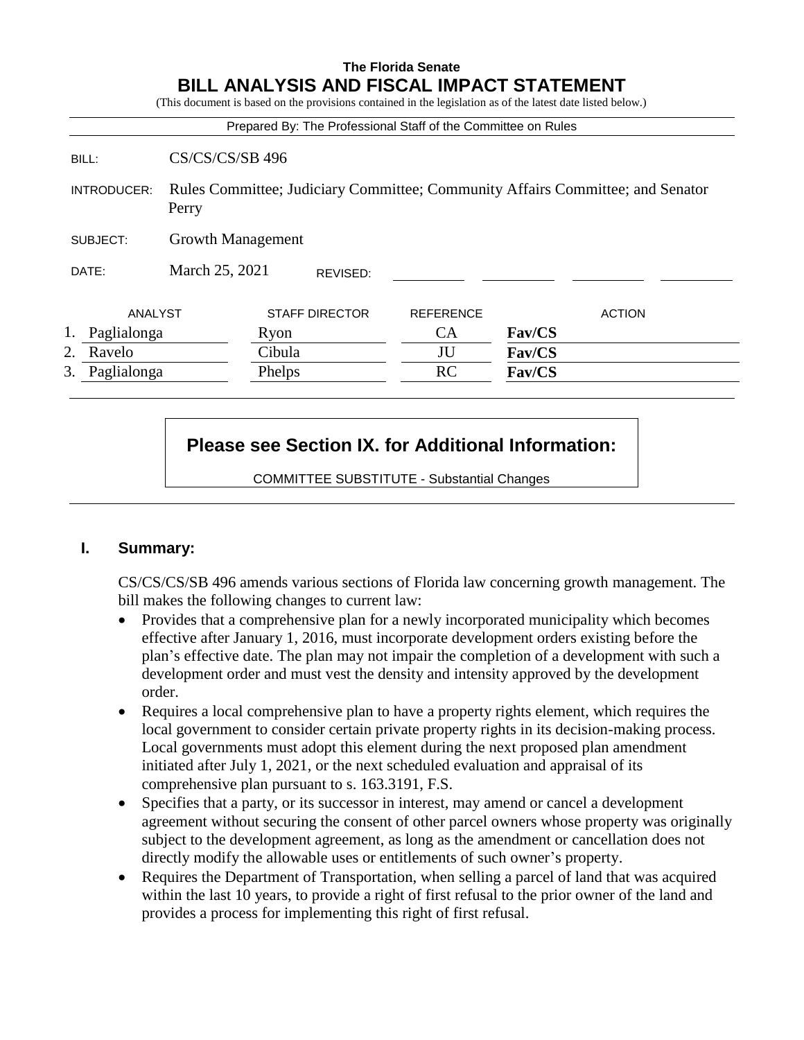**The Florida Senate**

# BILL ANALYSIS AND FISCAL IMPACT STATEMENT

(This document is based on the provisions contained in the legislation as of the latest date listed below.)

Prepared By: The Professional Staff of the Committee on Rules

| | |
|---|---|
| BILL: | CS/CS/CS/SB 496 |
| INTRODUCER: | Rules Committee; Judiciary Committee; Community Affairs Committee; and Senator Perry |
| SUBJECT: | Growth Management |
| DATE: | March 25, 2021 REVISED: |

| | ANALYST | STAFF DIRECTOR | REFERENCE | ACTION |
|---|---|---|---|---|
| 1. | Paglialonga | Ryon | CA | **Fav/CS** |
| 2. | Ravelo | Cibula | JU | **Fav/CS** |
| 3. | Paglialonga | Phelps | RC | **Fav/CS** |

**Please see Section IX. for Additional Information:**

COMMITTEE SUBSTITUTE - Substantial Changes

## I. Summary:

CS/CS/CS/SB 496 amends various sections of Florida law concerning growth management. The bill makes the following changes to current law:

- Provides that a comprehensive plan for a newly incorporated municipality which becomes effective after January 1, 2016, must incorporate development orders existing before the plan's effective date. The plan may not impair the completion of a development with such a development order and must vest the density and intensity approved by the development order.
- Requires a local comprehensive plan to have a property rights element, which requires the local government to consider certain private property rights in its decision-making process. Local governments must adopt this element during the next proposed plan amendment initiated after July 1, 2021, or the next scheduled evaluation and appraisal of its comprehensive plan pursuant to s. 163.3191, F.S.
- Specifies that a party, or its successor in interest, may amend or cancel a development agreement without securing the consent of other parcel owners whose property was originally subject to the development agreement, as long as the amendment or cancellation does not directly modify the allowable uses or entitlements of such owner's property.
- Requires the Department of Transportation, when selling a parcel of land that was acquired within the last 10 years, to provide a right of first refusal to the prior owner of the land and provides a process for implementing this right of first refusal.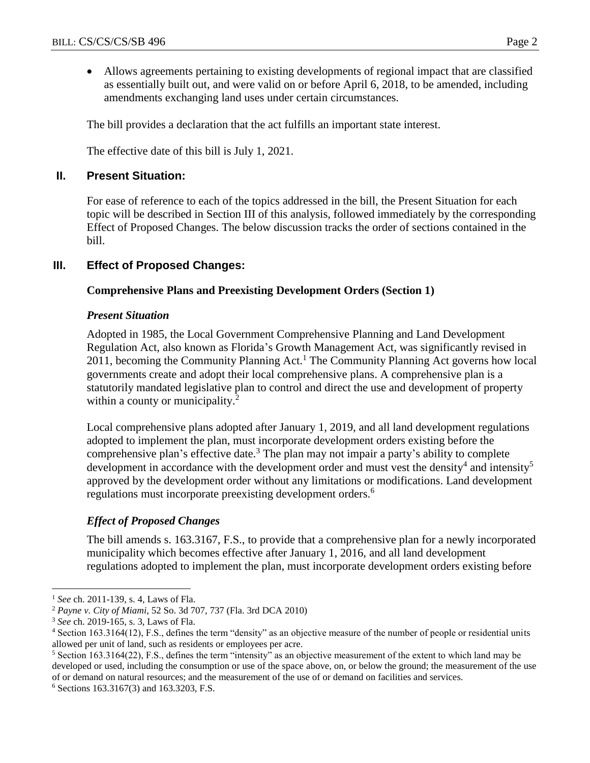- Allows agreements pertaining to existing developments of regional impact that are classified as essentially built out, and were valid on or before April 6, 2018, to be amended, including amendments exchanging land uses under certain circumstances.

The bill provides a declaration that the act fulfills an important state interest.

The effective date of this bill is July 1, 2021.

## II. Present Situation:

For ease of reference to each of the topics addressed in the bill, the Present Situation for each topic will be described in Section III of this analysis, followed immediately by the corresponding Effect of Proposed Changes. The below discussion tracks the order of sections contained in the bill.

## III. Effect of Proposed Changes:

### Comprehensive Plans and Preexisting Development Orders (Section 1)

#### *Present Situation*

Adopted in 1985, the Local Government Comprehensive Planning and Land Development Regulation Act, also known as Florida's Growth Management Act, was significantly revised in 2011, becoming the Community Planning Act.[1] The Community Planning Act governs how local governments create and adopt their local comprehensive plans. A comprehensive plan is a statutorily mandated legislative plan to control and direct the use and development of property within a county or municipality.[2]

Local comprehensive plans adopted after January 1, 2019, and all land development regulations adopted to implement the plan, must incorporate development orders existing before the comprehensive plan's effective date.[3] The plan may not impair a party's ability to complete development in accordance with the development order and must vest the density[4] and intensity[5] approved by the development order without any limitations or modifications. Land development regulations must incorporate preexisting development orders.[6]

#### *Effect of Proposed Changes*

The bill amends s. 163.3167, F.S., to provide that a comprehensive plan for a newly incorporated municipality which becomes effective after January 1, 2016, and all land development regulations adopted to implement the plan, must incorporate development orders existing before

---

[1] *See* ch. 2011-139, s. 4, Laws of Fla.

[2] *Payne v. City of Miami*, 52 So. 3d 707, 737 (Fla. 3rd DCA 2010)

[3] *See* ch. 2019-165, s. 3, Laws of Fla.

[4] Section 163.3164(12), F.S., defines the term "density" as an objective measure of the number of people or residential units allowed per unit of land, such as residents or employees per acre.

[5] Section 163.3164(22), F.S., defines the term "intensity" as an objective measurement of the extent to which land may be developed or used, including the consumption or use of the space above, on, or below the ground; the measurement of the use of or demand on natural resources; and the measurement of the use of or demand on facilities and services.

[6] Sections 163.3167(3) and 163.3203, F.S.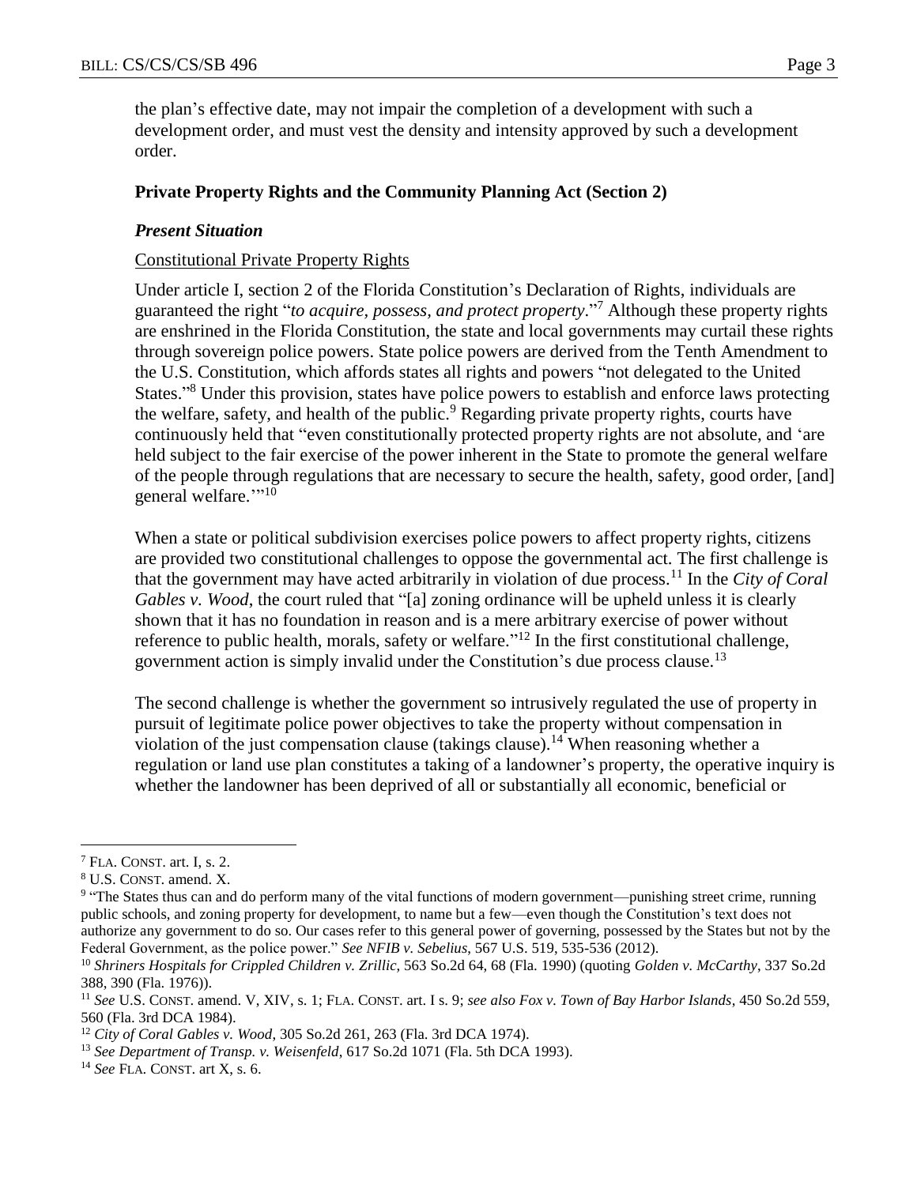the plan's effective date, may not impair the completion of a development with such a development order, and must vest the density and intensity approved by such a development order.

### Private Property Rights and the Community Planning Act (Section 2)

#### *Present Situation*

Constitutional Private Property Rights

Under article I, section 2 of the Florida Constitution's Declaration of Rights, individuals are guaranteed the right "*to acquire, possess, and protect property*."[7] Although these property rights are enshrined in the Florida Constitution, the state and local governments may curtail these rights through sovereign police powers. State police powers are derived from the Tenth Amendment to the U.S. Constitution, which affords states all rights and powers "not delegated to the United States."[8] Under this provision, states have police powers to establish and enforce laws protecting the welfare, safety, and health of the public.[9] Regarding private property rights, courts have continuously held that "even constitutionally protected property rights are not absolute, and 'are held subject to the fair exercise of the power inherent in the State to promote the general welfare of the people through regulations that are necessary to secure the health, safety, good order, [and] general welfare.'"[10]

When a state or political subdivision exercises police powers to affect property rights, citizens are provided two constitutional challenges to oppose the governmental act. The first challenge is that the government may have acted arbitrarily in violation of due process.[11] In the *City of Coral Gables v. Wood*, the court ruled that "[a] zoning ordinance will be upheld unless it is clearly shown that it has no foundation in reason and is a mere arbitrary exercise of power without reference to public health, morals, safety or welfare."[12] In the first constitutional challenge, government action is simply invalid under the Constitution's due process clause.[13]

The second challenge is whether the government so intrusively regulated the use of property in pursuit of legitimate police power objectives to take the property without compensation in violation of the just compensation clause (takings clause).[14] When reasoning whether a regulation or land use plan constitutes a taking of a landowner's property, the operative inquiry is whether the landowner has been deprived of all or substantially all economic, beneficial or

---

[7] FLA. CONST. art. I, s. 2.

[8] U.S. CONST. amend. X.

[9] "The States thus can and do perform many of the vital functions of modern government—punishing street crime, running public schools, and zoning property for development, to name but a few—even though the Constitution's text does not authorize any government to do so. Our cases refer to this general power of governing, possessed by the States but not by the Federal Government, as the police power." *See NFIB v. Sebelius*, 567 U.S. 519, 535-536 (2012).

[10] *Shriners Hospitals for Crippled Children v. Zrillic*, 563 So.2d 64, 68 (Fla. 1990) (quoting *Golden v. McCarthy*, 337 So.2d 388, 390 (Fla. 1976)).

[11] *See* U.S. CONST. amend. V, XIV, s. 1; FLA. CONST. art. I s. 9; *see also Fox v. Town of Bay Harbor Islands*, 450 So.2d 559, 560 (Fla. 3rd DCA 1984).

[12] *City of Coral Gables v. Wood*, 305 So.2d 261, 263 (Fla. 3rd DCA 1974).

[13] *See Department of Transp. v. Weisenfeld*, 617 So.2d 1071 (Fla. 5th DCA 1993).

[14] *See* FLA. CONST. art X, s. 6.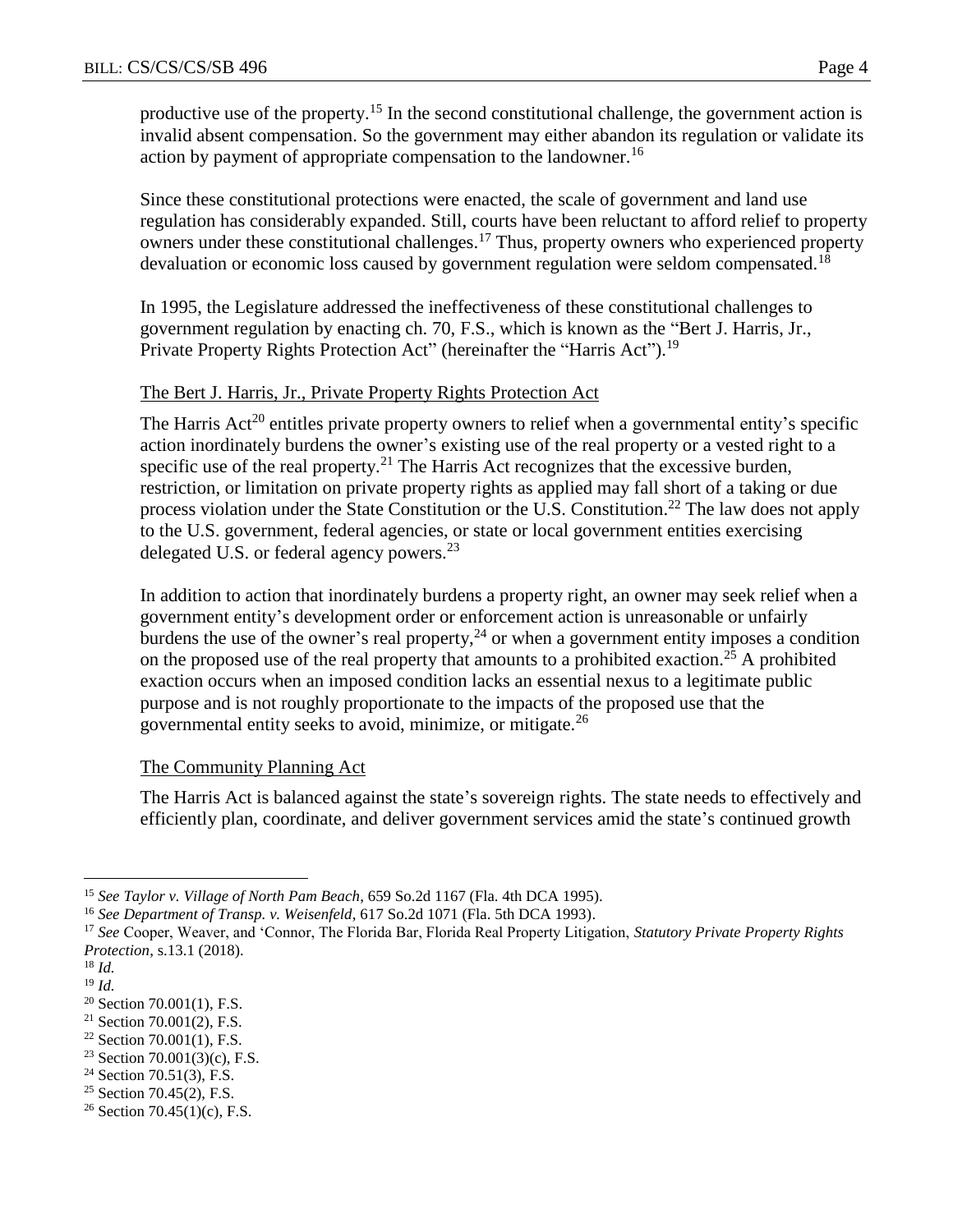productive use of the property.[15] In the second constitutional challenge, the government action is invalid absent compensation. So the government may either abandon its regulation or validate its action by payment of appropriate compensation to the landowner.[16]

Since these constitutional protections were enacted, the scale of government and land use regulation has considerably expanded. Still, courts have been reluctant to afford relief to property owners under these constitutional challenges.[17] Thus, property owners who experienced property devaluation or economic loss caused by government regulation were seldom compensated.[18]

In 1995, the Legislature addressed the ineffectiveness of these constitutional challenges to government regulation by enacting ch. 70, F.S., which is known as the "Bert J. Harris, Jr., Private Property Rights Protection Act" (hereinafter the "Harris Act").[19]

The Bert J. Harris, Jr., Private Property Rights Protection Act

The Harris Act[20] entitles private property owners to relief when a governmental entity's specific action inordinately burdens the owner's existing use of the real property or a vested right to a specific use of the real property.[21] The Harris Act recognizes that the excessive burden, restriction, or limitation on private property rights as applied may fall short of a taking or due process violation under the State Constitution or the U.S. Constitution.[22] The law does not apply to the U.S. government, federal agencies, or state or local government entities exercising delegated U.S. or federal agency powers.[23]

In addition to action that inordinately burdens a property right, an owner may seek relief when a government entity's development order or enforcement action is unreasonable or unfairly burdens the use of the owner's real property,[24] or when a government entity imposes a condition on the proposed use of the real property that amounts to a prohibited exaction.[25] A prohibited exaction occurs when an imposed condition lacks an essential nexus to a legitimate public purpose and is not roughly proportionate to the impacts of the proposed use that the governmental entity seeks to avoid, minimize, or mitigate.[26]

The Community Planning Act

The Harris Act is balanced against the state's sovereign rights. The state needs to effectively and efficiently plan, coordinate, and deliver government services amid the state's continued growth

---

[15] *See Taylor v. Village of North Pam Beach*, 659 So.2d 1167 (Fla. 4th DCA 1995).

[16] *See Department of Transp. v. Weisenfeld*, 617 So.2d 1071 (Fla. 5th DCA 1993).

[17] *See* Cooper, Weaver, and 'Connor, The Florida Bar, Florida Real Property Litigation, *Statutory Private Property Rights Protection*, s.13.1 (2018).

[18] *Id.*

[19] *Id.*

[20] Section 70.001(1), F.S.

[21] Section 70.001(2), F.S.

[22] Section 70.001(1), F.S.

[23] Section 70.001(3)(c), F.S.

[24] Section 70.51(3), F.S.

[25] Section 70.45(2), F.S.

[26] Section 70.45(1)(c), F.S.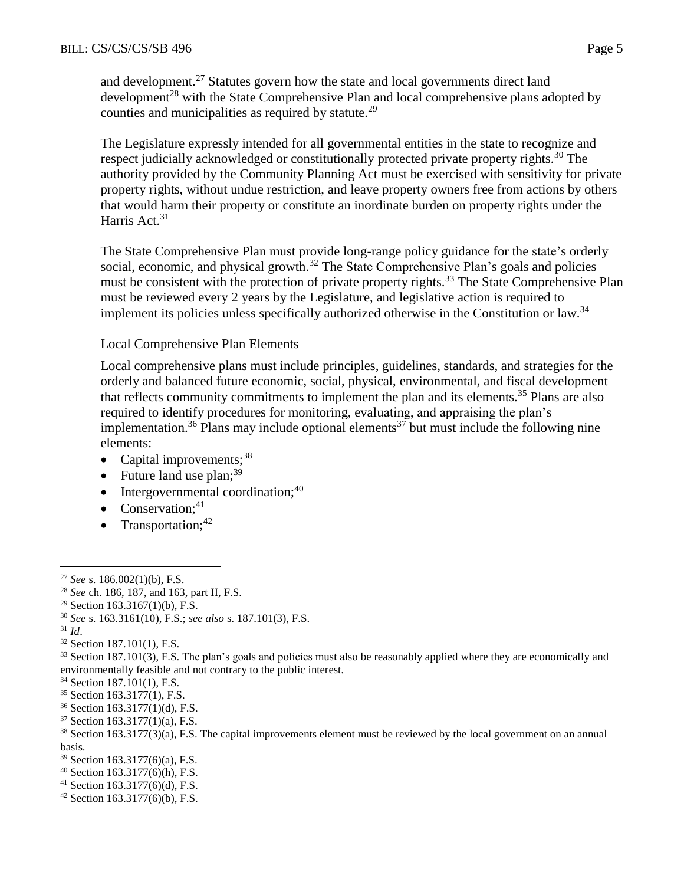and development.[27] Statutes govern how the state and local governments direct land development[28] with the State Comprehensive Plan and local comprehensive plans adopted by counties and municipalities as required by statute.[29]

The Legislature expressly intended for all governmental entities in the state to recognize and respect judicially acknowledged or constitutionally protected private property rights.[30] The authority provided by the Community Planning Act must be exercised with sensitivity for private property rights, without undue restriction, and leave property owners free from actions by others that would harm their property or constitute an inordinate burden on property rights under the Harris Act.[31]

The State Comprehensive Plan must provide long-range policy guidance for the state's orderly social, economic, and physical growth.[32] The State Comprehensive Plan's goals and policies must be consistent with the protection of private property rights.[33] The State Comprehensive Plan must be reviewed every 2 years by the Legislature, and legislative action is required to implement its policies unless specifically authorized otherwise in the Constitution or law.[34]

Local Comprehensive Plan Elements

Local comprehensive plans must include principles, guidelines, standards, and strategies for the orderly and balanced future economic, social, physical, environmental, and fiscal development that reflects community commitments to implement the plan and its elements.[35] Plans are also required to identify procedures for monitoring, evaluating, and appraising the plan's implementation.[36] Plans may include optional elements[37] but must include the following nine elements:

- Capital improvements;[38]
- Future land use plan;[39]
- Intergovernmental coordination;[40]
- Conservation;[41]
- Transportation;[42]

---

[27] *See* s. 186.002(1)(b), F.S.
[28] *See* ch. 186, 187, and 163, part II, F.S.
[29] Section 163.3167(1)(b), F.S.
[30] *See* s. 163.3161(10), F.S.; *see also* s. 187.101(3), F.S.
[31] *Id*.
[32] Section 187.101(1), F.S.
[33] Section 187.101(3), F.S. The plan's goals and policies must also be reasonably applied where they are economically and environmentally feasible and not contrary to the public interest.
[34] Section 187.101(1), F.S.
[35] Section 163.3177(1), F.S.
[36] Section 163.3177(1)(d), F.S.
[37] Section 163.3177(1)(a), F.S.
[38] Section 163.3177(3)(a), F.S. The capital improvements element must be reviewed by the local government on an annual basis.
[39] Section 163.3177(6)(a), F.S.
[40] Section 163.3177(6)(h), F.S.
[41] Section 163.3177(6)(d), F.S.
[42] Section 163.3177(6)(b), F.S.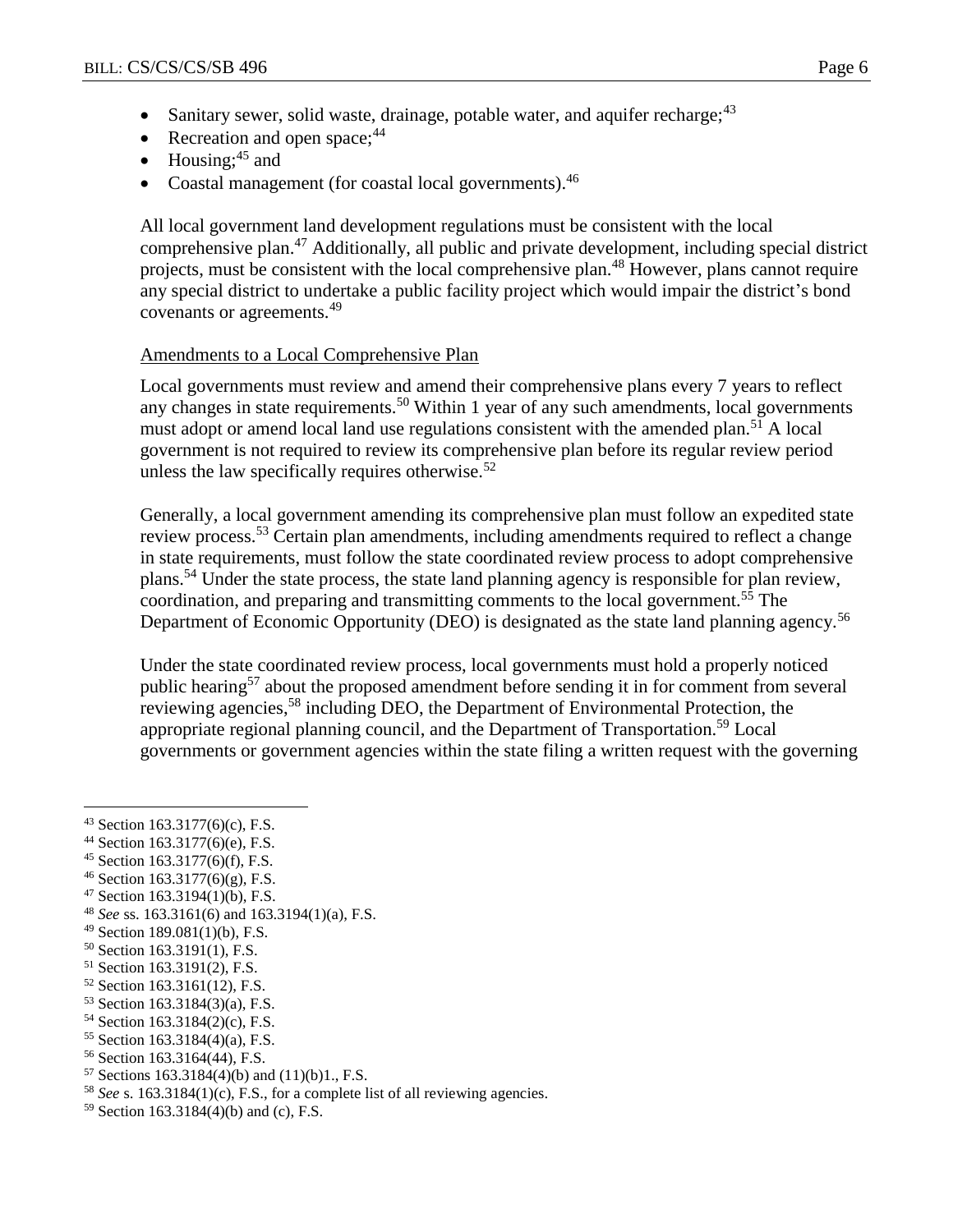- Sanitary sewer, solid waste, drainage, potable water, and aquifer recharge;[43]
- Recreation and open space;[44]
- Housing;[45] and
- Coastal management (for coastal local governments).[46]

All local government land development regulations must be consistent with the local comprehensive plan.[47] Additionally, all public and private development, including special district projects, must be consistent with the local comprehensive plan.[48] However, plans cannot require any special district to undertake a public facility project which would impair the district's bond covenants or agreements.[49]

<u>Amendments to a Local Comprehensive Plan</u>

Local governments must review and amend their comprehensive plans every 7 years to reflect any changes in state requirements.[50] Within 1 year of any such amendments, local governments must adopt or amend local land use regulations consistent with the amended plan.[51] A local government is not required to review its comprehensive plan before its regular review period unless the law specifically requires otherwise.[52]

Generally, a local government amending its comprehensive plan must follow an expedited state review process.[53] Certain plan amendments, including amendments required to reflect a change in state requirements, must follow the state coordinated review process to adopt comprehensive plans.[54] Under the state process, the state land planning agency is responsible for plan review, coordination, and preparing and transmitting comments to the local government.[55] The Department of Economic Opportunity (DEO) is designated as the state land planning agency.[56]

Under the state coordinated review process, local governments must hold a properly noticed public hearing[57] about the proposed amendment before sending it in for comment from several reviewing agencies,[58] including DEO, the Department of Environmental Protection, the appropriate regional planning council, and the Department of Transportation.[59] Local governments or government agencies within the state filing a written request with the governing

---

[43] Section 163.3177(6)(c), F.S.
[44] Section 163.3177(6)(e), F.S.
[45] Section 163.3177(6)(f), F.S.
[46] Section 163.3177(6)(g), F.S.
[47] Section 163.3194(1)(b), F.S.
[48] *See* ss. 163.3161(6) and 163.3194(1)(a), F.S.
[49] Section 189.081(1)(b), F.S.
[50] Section 163.3191(1), F.S.
[51] Section 163.3191(2), F.S.
[52] Section 163.3161(12), F.S.
[53] Section 163.3184(3)(a), F.S.
[54] Section 163.3184(2)(c), F.S.
[55] Section 163.3184(4)(a), F.S.
[56] Section 163.3164(44), F.S.
[57] Sections 163.3184(4)(b) and (11)(b)1., F.S.
[58] *See* s. 163.3184(1)(c), F.S., for a complete list of all reviewing agencies.
[59] Section 163.3184(4)(b) and (c), F.S.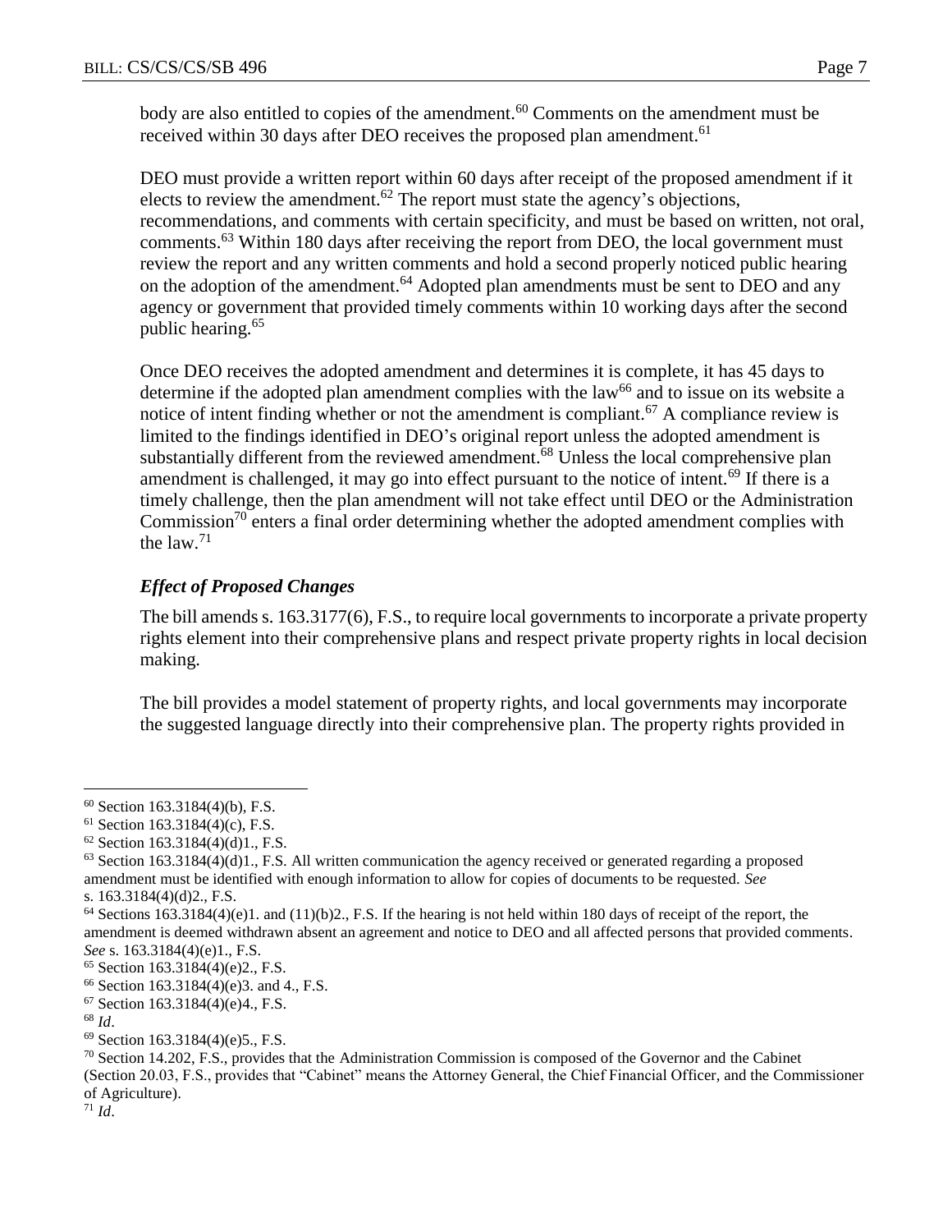body are also entitled to copies of the amendment.[60] Comments on the amendment must be received within 30 days after DEO receives the proposed plan amendment.[61]

DEO must provide a written report within 60 days after receipt of the proposed amendment if it elects to review the amendment.[62] The report must state the agency's objections, recommendations, and comments with certain specificity, and must be based on written, not oral, comments.[63] Within 180 days after receiving the report from DEO, the local government must review the report and any written comments and hold a second properly noticed public hearing on the adoption of the amendment.[64] Adopted plan amendments must be sent to DEO and any agency or government that provided timely comments within 10 working days after the second public hearing.[65]

Once DEO receives the adopted amendment and determines it is complete, it has 45 days to determine if the adopted plan amendment complies with the law[66] and to issue on its website a notice of intent finding whether or not the amendment is compliant.[67] A compliance review is limited to the findings identified in DEO's original report unless the adopted amendment is substantially different from the reviewed amendment.[68] Unless the local comprehensive plan amendment is challenged, it may go into effect pursuant to the notice of intent.[69] If there is a timely challenge, then the plan amendment will not take effect until DEO or the Administration Commission[70] enters a final order determining whether the adopted amendment complies with the law.[71]

### *Effect of Proposed Changes*

The bill amends s. 163.3177(6), F.S., to require local governments to incorporate a private property rights element into their comprehensive plans and respect private property rights in local decision making.

The bill provides a model statement of property rights, and local governments may incorporate the suggested language directly into their comprehensive plan. The property rights provided in

---

[60] Section 163.3184(4)(b), F.S.

[61] Section 163.3184(4)(c), F.S.

[62] Section 163.3184(4)(d)1., F.S.

[63] Section 163.3184(4)(d)1., F.S. All written communication the agency received or generated regarding a proposed amendment must be identified with enough information to allow for copies of documents to be requested. *See* s. 163.3184(4)(d)2., F.S.

[64] Sections 163.3184(4)(e)1. and (11)(b)2., F.S. If the hearing is not held within 180 days of receipt of the report, the amendment is deemed withdrawn absent an agreement and notice to DEO and all affected persons that provided comments. *See* s. 163.3184(4)(e)1., F.S.

[65] Section 163.3184(4)(e)2., F.S.

[66] Section 163.3184(4)(e)3. and 4., F.S.

[67] Section 163.3184(4)(e)4., F.S.

[68] *Id*.

[69] Section 163.3184(4)(e)5., F.S.

[70] Section 14.202, F.S., provides that the Administration Commission is composed of the Governor and the Cabinet (Section 20.03, F.S., provides that "Cabinet" means the Attorney General, the Chief Financial Officer, and the Commissioner of Agriculture).

[71] *Id*.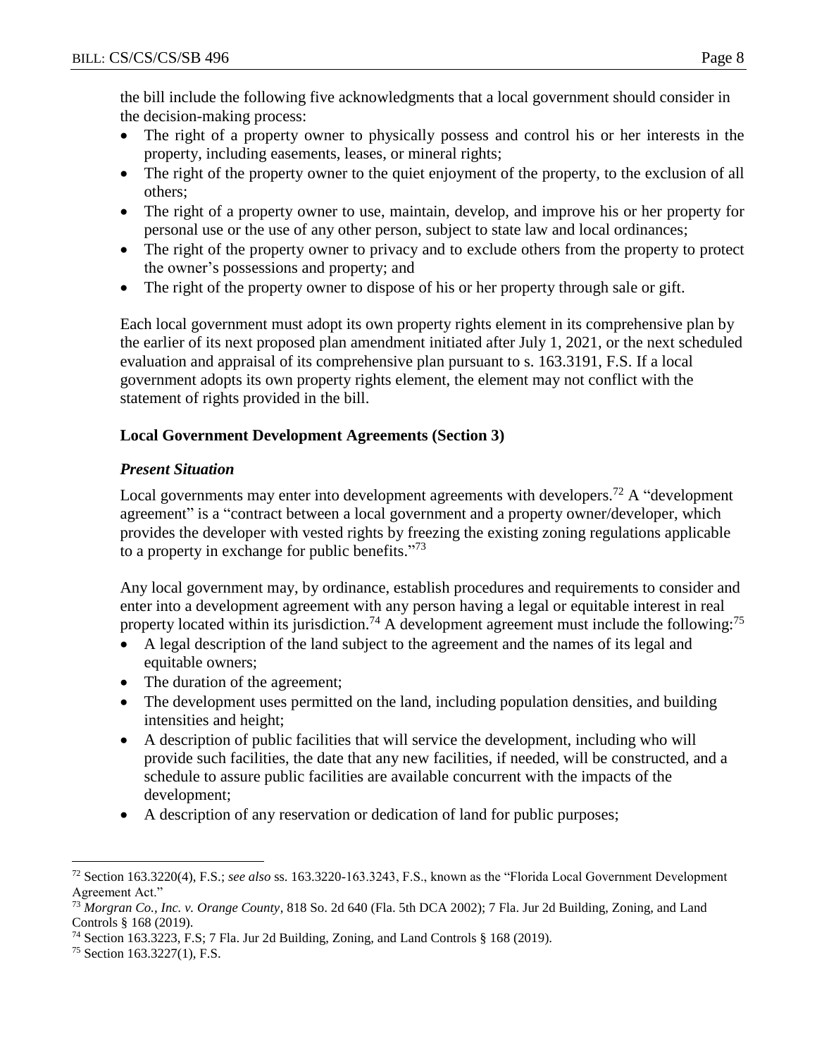the bill include the following five acknowledgments that a local government should consider in the decision-making process:

- The right of a property owner to physically possess and control his or her interests in the property, including easements, leases, or mineral rights;
- The right of the property owner to the quiet enjoyment of the property, to the exclusion of all others;
- The right of a property owner to use, maintain, develop, and improve his or her property for personal use or the use of any other person, subject to state law and local ordinances;
- The right of the property owner to privacy and to exclude others from the property to protect the owner's possessions and property; and
- The right of the property owner to dispose of his or her property through sale or gift.

Each local government must adopt its own property rights element in its comprehensive plan by the earlier of its next proposed plan amendment initiated after July 1, 2021, or the next scheduled evaluation and appraisal of its comprehensive plan pursuant to s. 163.3191, F.S. If a local government adopts its own property rights element, the element may not conflict with the statement of rights provided in the bill.

### Local Government Development Agreements (Section 3)

#### *Present Situation*

Local governments may enter into development agreements with developers.[72] A "development agreement" is a "contract between a local government and a property owner/developer, which provides the developer with vested rights by freezing the existing zoning regulations applicable to a property in exchange for public benefits."[73]

Any local government may, by ordinance, establish procedures and requirements to consider and enter into a development agreement with any person having a legal or equitable interest in real property located within its jurisdiction.[74] A development agreement must include the following:[75]

- A legal description of the land subject to the agreement and the names of its legal and equitable owners;
- The duration of the agreement;
- The development uses permitted on the land, including population densities, and building intensities and height;
- A description of public facilities that will service the development, including who will provide such facilities, the date that any new facilities, if needed, will be constructed, and a schedule to assure public facilities are available concurrent with the impacts of the development;
- A description of any reservation or dedication of land for public purposes;

---

[72] Section 163.3220(4), F.S.; *see also* ss. 163.3220-163.3243, F.S., known as the "Florida Local Government Development Agreement Act."

[73] *Morgran Co., Inc. v. Orange County*, 818 So. 2d 640 (Fla. 5th DCA 2002); 7 Fla. Jur 2d Building, Zoning, and Land Controls § 168 (2019).

[74] Section 163.3223, F.S; 7 Fla. Jur 2d Building, Zoning, and Land Controls § 168 (2019).

[75] Section 163.3227(1), F.S.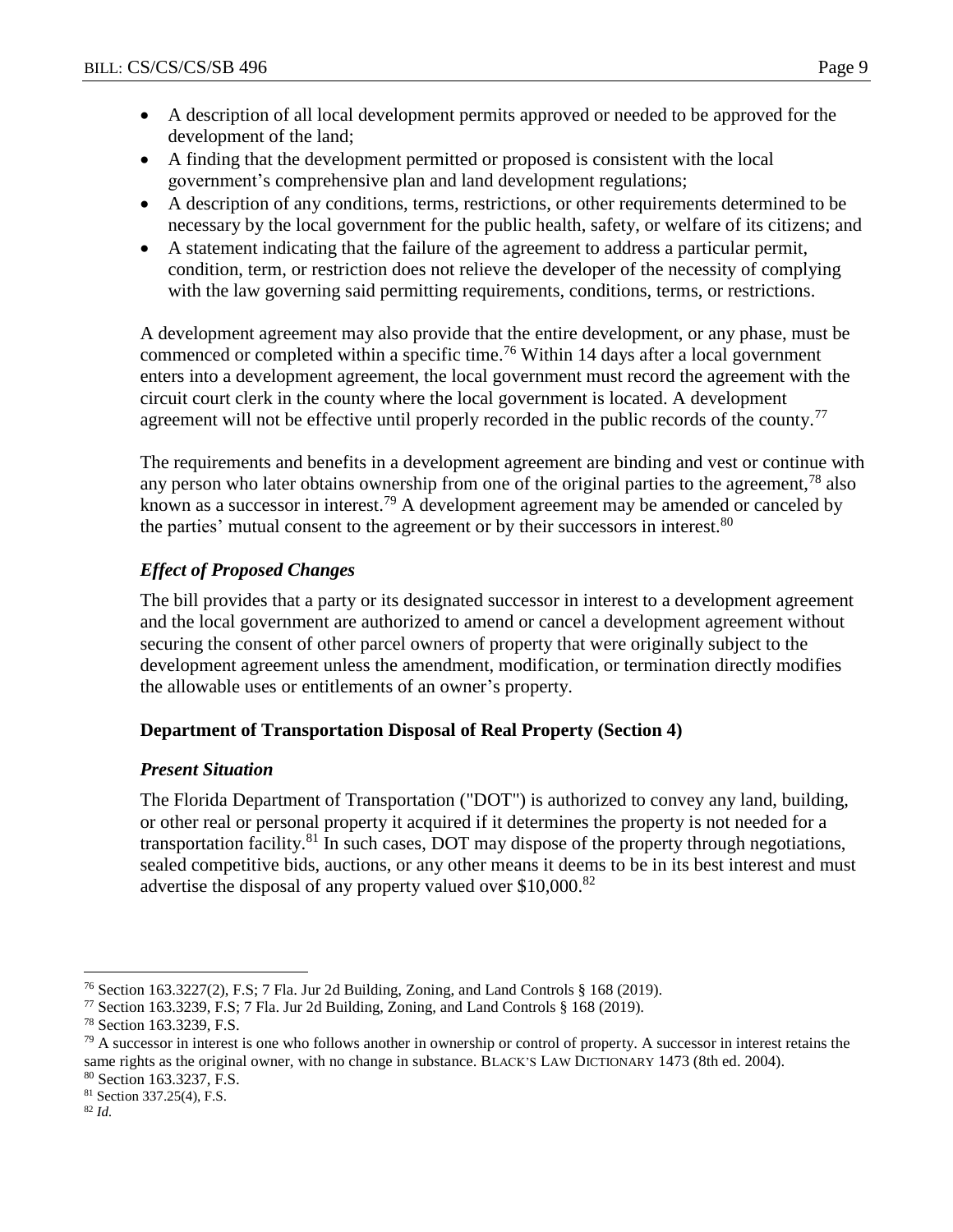- A description of all local development permits approved or needed to be approved for the development of the land;
- A finding that the development permitted or proposed is consistent with the local government's comprehensive plan and land development regulations;
- A description of any conditions, terms, restrictions, or other requirements determined to be necessary by the local government for the public health, safety, or welfare of its citizens; and
- A statement indicating that the failure of the agreement to address a particular permit, condition, term, or restriction does not relieve the developer of the necessity of complying with the law governing said permitting requirements, conditions, terms, or restrictions.

A development agreement may also provide that the entire development, or any phase, must be commenced or completed within a specific time.[76] Within 14 days after a local government enters into a development agreement, the local government must record the agreement with the circuit court clerk in the county where the local government is located. A development agreement will not be effective until properly recorded in the public records of the county.[77]

The requirements and benefits in a development agreement are binding and vest or continue with any person who later obtains ownership from one of the original parties to the agreement,[78] also known as a successor in interest.[79] A development agreement may be amended or canceled by the parties' mutual consent to the agreement or by their successors in interest.[80]

### *Effect of Proposed Changes*

The bill provides that a party or its designated successor in interest to a development agreement and the local government are authorized to amend or cancel a development agreement without securing the consent of other parcel owners of property that were originally subject to the development agreement unless the amendment, modification, or termination directly modifies the allowable uses or entitlements of an owner's property.

## **Department of Transportation Disposal of Real Property (Section 4)**

### *Present Situation*

The Florida Department of Transportation ("DOT") is authorized to convey any land, building, or other real or personal property it acquired if it determines the property is not needed for a transportation facility.[81] In such cases, DOT may dispose of the property through negotiations, sealed competitive bids, auctions, or any other means it deems to be in its best interest and must advertise the disposal of any property valued over $10,000.[82]

---

[76] Section 163.3227(2), F.S; 7 Fla. Jur 2d Building, Zoning, and Land Controls § 168 (2019).

[77] Section 163.3239, F.S; 7 Fla. Jur 2d Building, Zoning, and Land Controls § 168 (2019).

[78] Section 163.3239, F.S.

[79] A successor in interest is one who follows another in ownership or control of property. A successor in interest retains the same rights as the original owner, with no change in substance. BLACK'S LAW DICTIONARY 1473 (8th ed. 2004).

[80] Section 163.3237, F.S.

[81] Section 337.25(4), F.S.

[82] *Id.*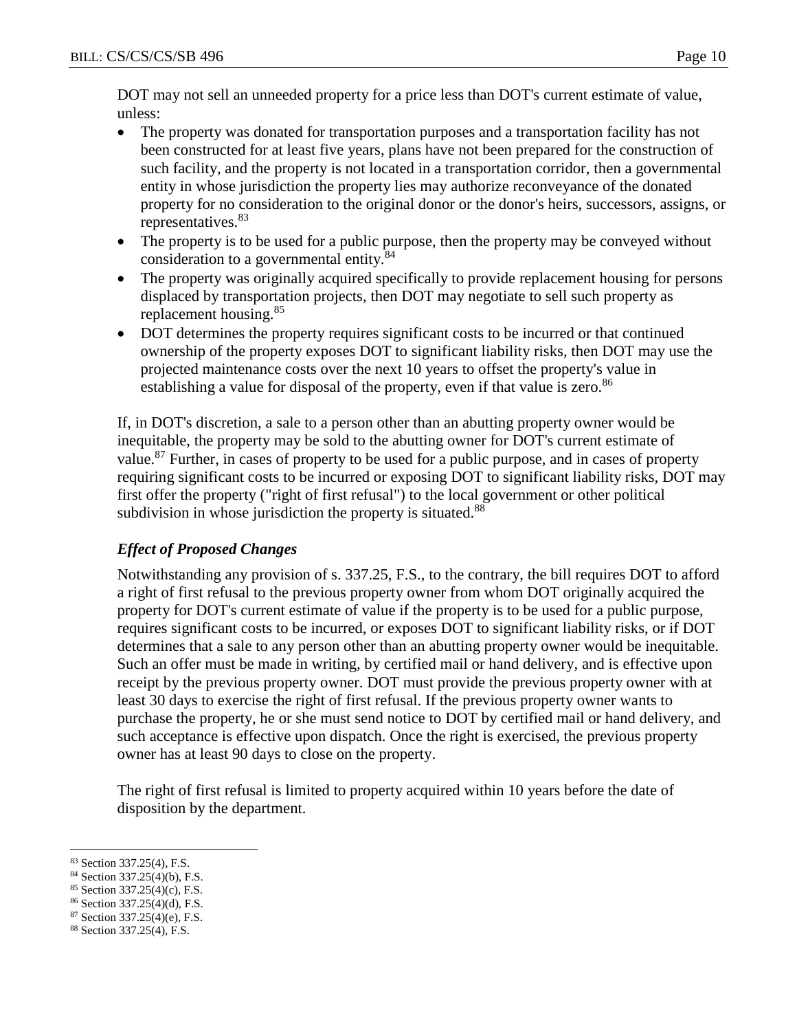DOT may not sell an unneeded property for a price less than DOT's current estimate of value, unless:

- The property was donated for transportation purposes and a transportation facility has not been constructed for at least five years, plans have not been prepared for the construction of such facility, and the property is not located in a transportation corridor, then a governmental entity in whose jurisdiction the property lies may authorize reconveyance of the donated property for no consideration to the original donor or the donor's heirs, successors, assigns, or representatives.[83]
- The property is to be used for a public purpose, then the property may be conveyed without consideration to a governmental entity.[84]
- The property was originally acquired specifically to provide replacement housing for persons displaced by transportation projects, then DOT may negotiate to sell such property as replacement housing.[85]
- DOT determines the property requires significant costs to be incurred or that continued ownership of the property exposes DOT to significant liability risks, then DOT may use the projected maintenance costs over the next 10 years to offset the property's value in establishing a value for disposal of the property, even if that value is zero.[86]

If, in DOT's discretion, a sale to a person other than an abutting property owner would be inequitable, the property may be sold to the abutting owner for DOT's current estimate of value.[87] Further, in cases of property to be used for a public purpose, and in cases of property requiring significant costs to be incurred or exposing DOT to significant liability risks, DOT may first offer the property ("right of first refusal") to the local government or other political subdivision in whose jurisdiction the property is situated.[88]

### *Effect of Proposed Changes*

Notwithstanding any provision of s. 337.25, F.S., to the contrary, the bill requires DOT to afford a right of first refusal to the previous property owner from whom DOT originally acquired the property for DOT's current estimate of value if the property is to be used for a public purpose, requires significant costs to be incurred, or exposes DOT to significant liability risks, or if DOT determines that a sale to any person other than an abutting property owner would be inequitable. Such an offer must be made in writing, by certified mail or hand delivery, and is effective upon receipt by the previous property owner. DOT must provide the previous property owner with at least 30 days to exercise the right of first refusal. If the previous property owner wants to purchase the property, he or she must send notice to DOT by certified mail or hand delivery, and such acceptance is effective upon dispatch. Once the right is exercised, the previous property owner has at least 90 days to close on the property.

The right of first refusal is limited to property acquired within 10 years before the date of disposition by the department.

---

[83] Section 337.25(4), F.S.
[84] Section 337.25(4)(b), F.S.
[85] Section 337.25(4)(c), F.S.
[86] Section 337.25(4)(d), F.S.
[87] Section 337.25(4)(e), F.S.
[88] Section 337.25(4), F.S.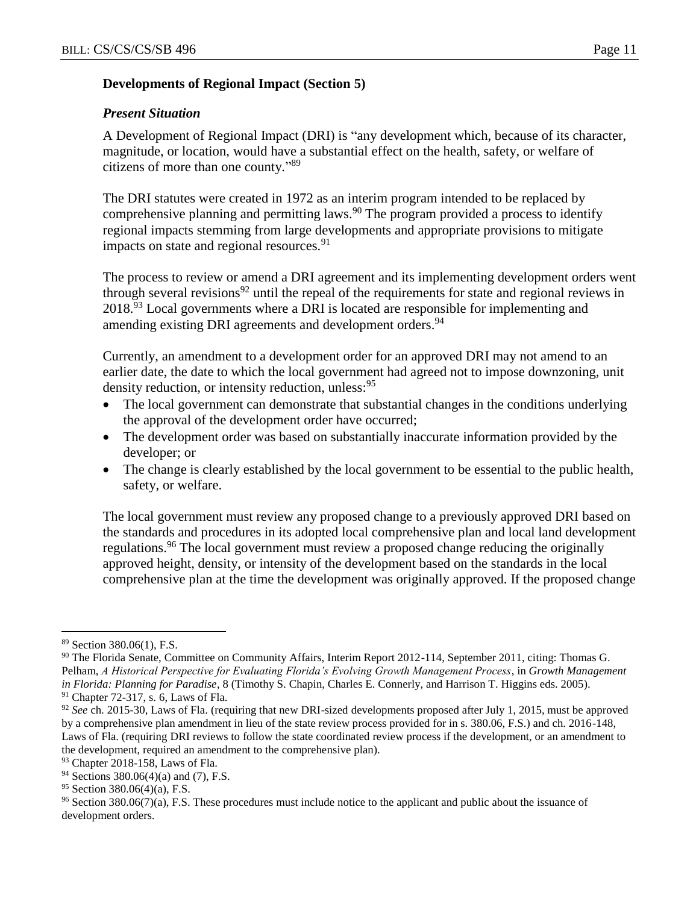### Developments of Regional Impact (Section 5)

#### *Present Situation*

A Development of Regional Impact (DRI) is "any development which, because of its character, magnitude, or location, would have a substantial effect on the health, safety, or welfare of citizens of more than one county."[89]

The DRI statutes were created in 1972 as an interim program intended to be replaced by comprehensive planning and permitting laws.[90] The program provided a process to identify regional impacts stemming from large developments and appropriate provisions to mitigate impacts on state and regional resources.[91]

The process to review or amend a DRI agreement and its implementing development orders went through several revisions[92] until the repeal of the requirements for state and regional reviews in 2018.[93] Local governments where a DRI is located are responsible for implementing and amending existing DRI agreements and development orders.[94]

Currently, an amendment to a development order for an approved DRI may not amend to an earlier date, the date to which the local government had agreed not to impose downzoning, unit density reduction, or intensity reduction, unless:[95]

- The local government can demonstrate that substantial changes in the conditions underlying the approval of the development order have occurred;
- The development order was based on substantially inaccurate information provided by the developer; or
- The change is clearly established by the local government to be essential to the public health, safety, or welfare.

The local government must review any proposed change to a previously approved DRI based on the standards and procedures in its adopted local comprehensive plan and local land development regulations.[96] The local government must review a proposed change reducing the originally approved height, density, or intensity of the development based on the standards in the local comprehensive plan at the time the development was originally approved. If the proposed change

---

[89] Section 380.06(1), F.S.

[90] The Florida Senate, Committee on Community Affairs, Interim Report 2012-114, September 2011, citing: Thomas G. Pelham, *A Historical Perspective for Evaluating Florida's Evolving Growth Management Process*, in *Growth Management in Florida: Planning for Paradise*, 8 (Timothy S. Chapin, Charles E. Connerly, and Harrison T. Higgins eds. 2005).

[91] Chapter 72-317, s. 6, Laws of Fla.

[92] *See* ch. 2015-30, Laws of Fla. (requiring that new DRI-sized developments proposed after July 1, 2015, must be approved by a comprehensive plan amendment in lieu of the state review process provided for in s. 380.06, F.S.) and ch. 2016-148, Laws of Fla. (requiring DRI reviews to follow the state coordinated review process if the development, or an amendment to the development, required an amendment to the comprehensive plan).

[93] Chapter 2018-158, Laws of Fla.

[94] Sections 380.06(4)(a) and (7), F.S.

[95] Section 380.06(4)(a), F.S.

[96] Section 380.06(7)(a), F.S. These procedures must include notice to the applicant and public about the issuance of development orders.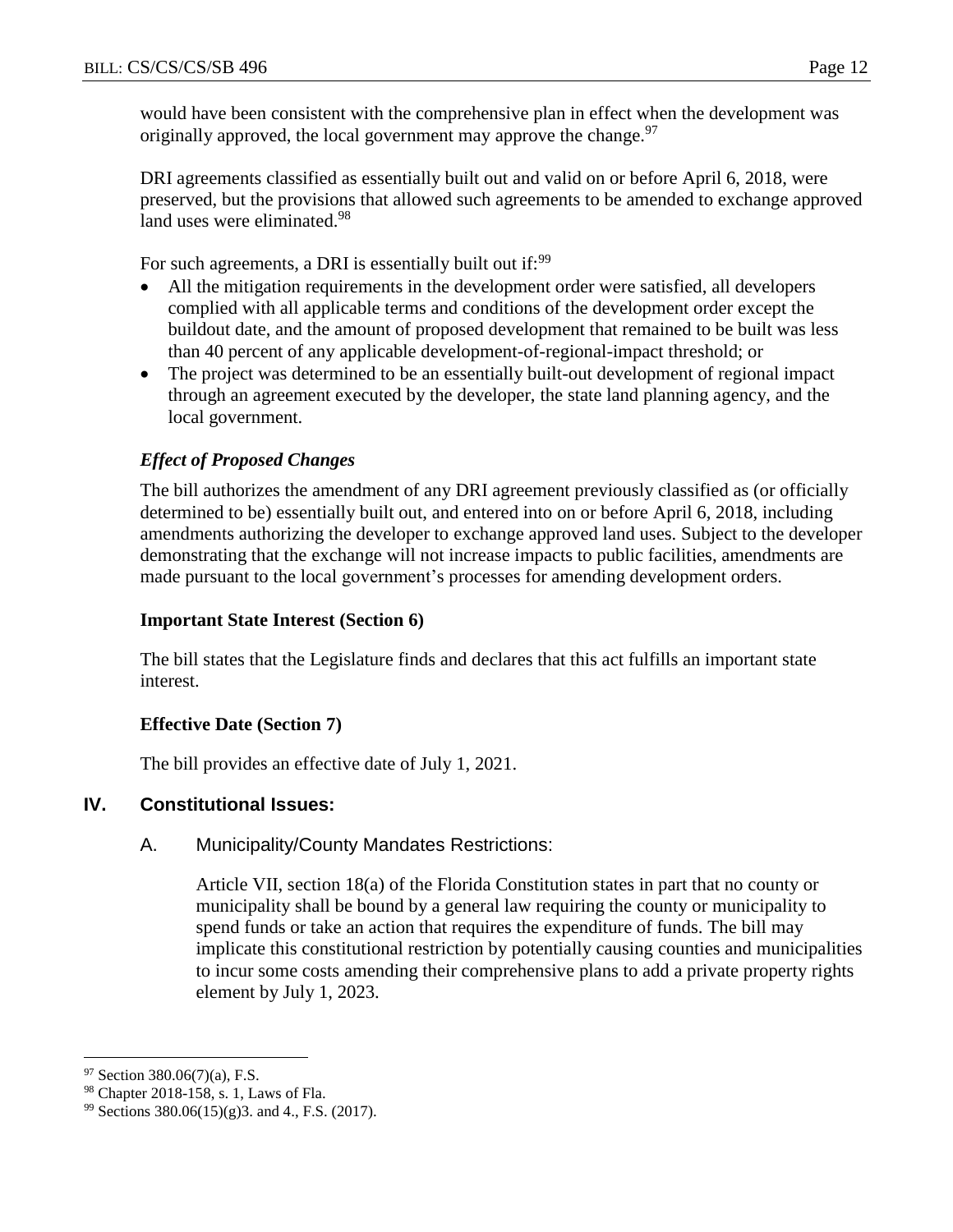would have been consistent with the comprehensive plan in effect when the development was originally approved, the local government may approve the change.[97]

DRI agreements classified as essentially built out and valid on or before April 6, 2018, were preserved, but the provisions that allowed such agreements to be amended to exchange approved land uses were eliminated.[98]

For such agreements, a DRI is essentially built out if:[99]

- All the mitigation requirements in the development order were satisfied, all developers complied with all applicable terms and conditions of the development order except the buildout date, and the amount of proposed development that remained to be built was less than 40 percent of any applicable development-of-regional-impact threshold; or
- The project was determined to be an essentially built-out development of regional impact through an agreement executed by the developer, the state land planning agency, and the local government.

### *Effect of Proposed Changes*

The bill authorizes the amendment of any DRI agreement previously classified as (or officially determined to be) essentially built out, and entered into on or before April 6, 2018, including amendments authorizing the developer to exchange approved land uses. Subject to the developer demonstrating that the exchange will not increase impacts to public facilities, amendments are made pursuant to the local government's processes for amending development orders.

### **Important State Interest (Section 6)**

The bill states that the Legislature finds and declares that this act fulfills an important state interest.

### **Effective Date (Section 7)**

The bill provides an effective date of July 1, 2021.

## IV. Constitutional Issues:

### A. Municipality/County Mandates Restrictions:

Article VII, section 18(a) of the Florida Constitution states in part that no county or municipality shall be bound by a general law requiring the county or municipality to spend funds or take an action that requires the expenditure of funds. The bill may implicate this constitutional restriction by potentially causing counties and municipalities to incur some costs amending their comprehensive plans to add a private property rights element by July 1, 2023.

---

[97] Section 380.06(7)(a), F.S.

[98] Chapter 2018-158, s. 1, Laws of Fla.

[99] Sections 380.06(15)(g)3. and 4., F.S. (2017).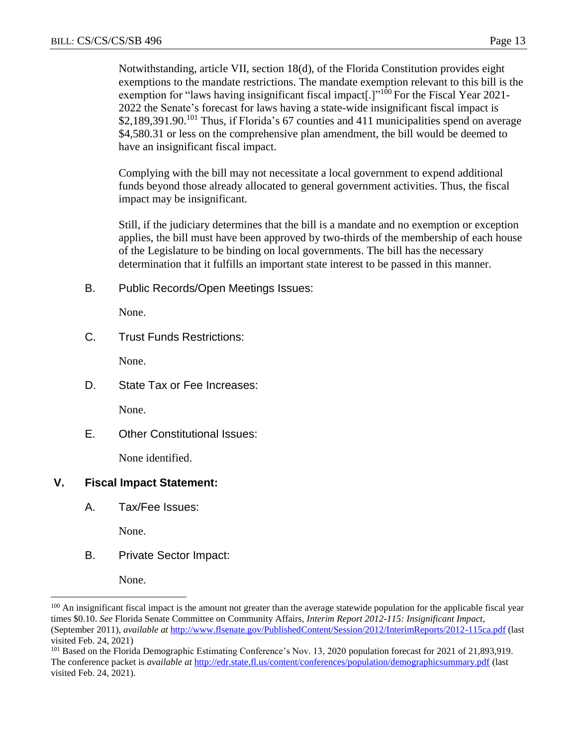Notwithstanding, article VII, section 18(d), of the Florida Constitution provides eight exemptions to the mandate restrictions. The mandate exemption relevant to this bill is the exemption for "laws having insignificant fiscal impact[.]"[100] For the Fiscal Year 2021-2022 the Senate's forecast for laws having a state-wide insignificant fiscal impact is $2,189,391.90.[101] Thus, if Florida's 67 counties and 411 municipalities spend on average $4,580.31 or less on the comprehensive plan amendment, the bill would be deemed to have an insignificant fiscal impact.

Complying with the bill may not necessitate a local government to expend additional funds beyond those already allocated to general government activities. Thus, the fiscal impact may be insignificant.

Still, if the judiciary determines that the bill is a mandate and no exemption or exception applies, the bill must have been approved by two-thirds of the membership of each house of the Legislature to be binding on local governments. The bill has the necessary determination that it fulfills an important state interest to be passed in this manner.

B. Public Records/Open Meetings Issues:

None.

C. Trust Funds Restrictions:

None.

D. State Tax or Fee Increases:

None.

E. Other Constitutional Issues:

None identified.

## V. Fiscal Impact Statement:

A. Tax/Fee Issues:

None.

B. Private Sector Impact:

None.

---

[100] An insignificant fiscal impact is the amount not greater than the average statewide population for the applicable fiscal year times $0.10. *See* Florida Senate Committee on Community Affairs, *Interim Report 2012-115: Insignificant Impact,* (September 2011), *available at* http://www.flsenate.gov/PublishedContent/Session/2012/InterimReports/2012-115ca.pdf (last visited Feb. 24, 2021)

[101] Based on the Florida Demographic Estimating Conference's Nov. 13, 2020 population forecast for 2021 of 21,893,919. The conference packet is *available at* http://edr.state.fl.us/content/conferences/population/demographicsummary.pdf (last visited Feb. 24, 2021).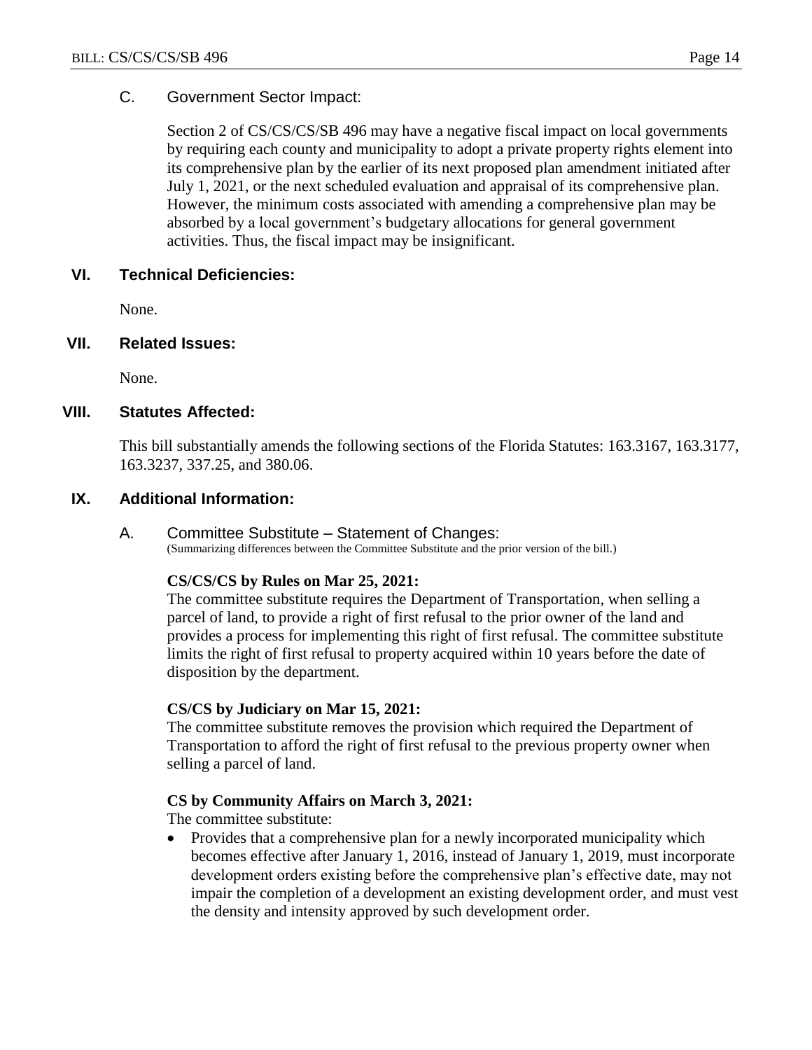### C. Government Sector Impact:

Section 2 of CS/CS/CS/SB 496 may have a negative fiscal impact on local governments by requiring each county and municipality to adopt a private property rights element into its comprehensive plan by the earlier of its next proposed plan amendment initiated after July 1, 2021, or the next scheduled evaluation and appraisal of its comprehensive plan. However, the minimum costs associated with amending a comprehensive plan may be absorbed by a local government's budgetary allocations for general government activities. Thus, the fiscal impact may be insignificant.

## VI. Technical Deficiencies:

None.

## VII. Related Issues:

None.

## VIII. Statutes Affected:

This bill substantially amends the following sections of the Florida Statutes: 163.3167, 163.3177, 163.3237, 337.25, and 380.06.

## IX. Additional Information:

### A. Committee Substitute – Statement of Changes:

(Summarizing differences between the Committee Substitute and the prior version of the bill.)

**CS/CS/CS by Rules on Mar 25, 2021:**

The committee substitute requires the Department of Transportation, when selling a parcel of land, to provide a right of first refusal to the prior owner of the land and provides a process for implementing this right of first refusal. The committee substitute limits the right of first refusal to property acquired within 10 years before the date of disposition by the department.

**CS/CS by Judiciary on Mar 15, 2021:**

The committee substitute removes the provision which required the Department of Transportation to afford the right of first refusal to the previous property owner when selling a parcel of land.

**CS by Community Affairs on March 3, 2021:**

The committee substitute:

- Provides that a comprehensive plan for a newly incorporated municipality which becomes effective after January 1, 2016, instead of January 1, 2019, must incorporate development orders existing before the comprehensive plan's effective date, may not impair the completion of a development an existing development order, and must vest the density and intensity approved by such development order.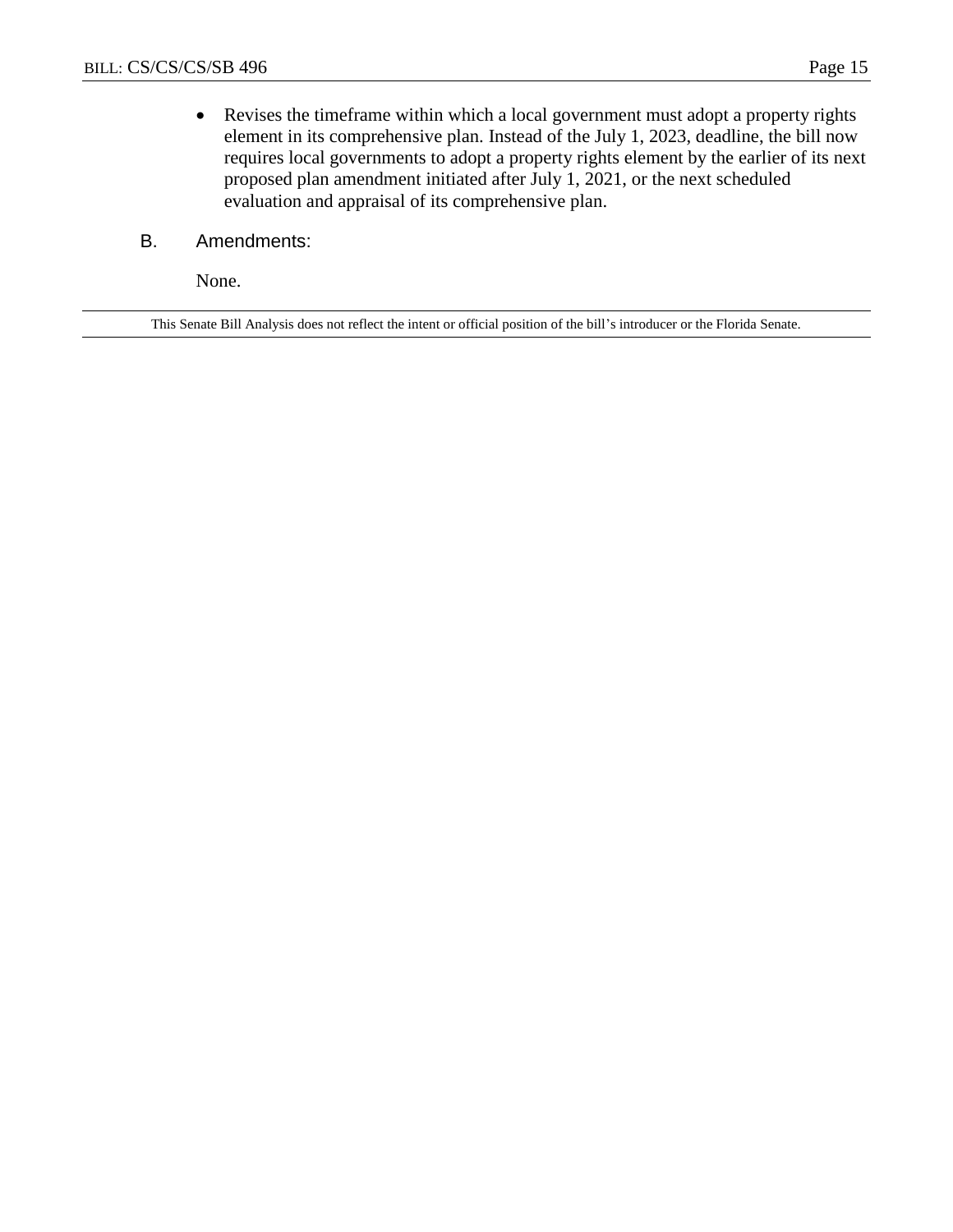- Revises the timeframe within which a local government must adopt a property rights element in its comprehensive plan. Instead of the July 1, 2023, deadline, the bill now requires local governments to adopt a property rights element by the earlier of its next proposed plan amendment initiated after July 1, 2021, or the next scheduled evaluation and appraisal of its comprehensive plan.

B. Amendments:

None.

This Senate Bill Analysis does not reflect the intent or official position of the bill's introducer or the Florida Senate.